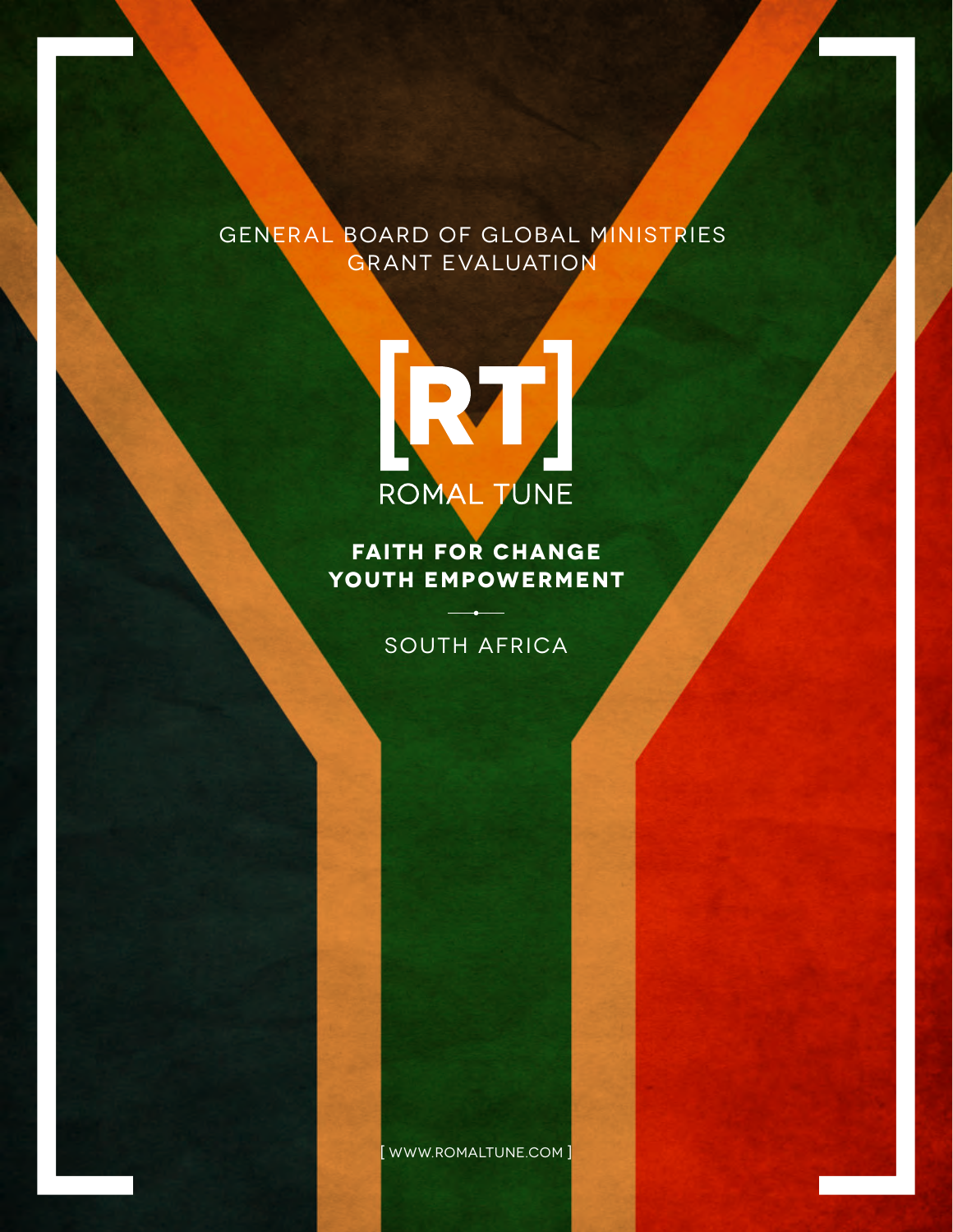GENERAL BOARD OF GLOBAL MINISTRIES
GRANT EVALUATION

[RT]
ROMAL TUNE

# FAITH FOR CHANGE
# YOUTH EMPOWERMENT

SOUTH AFRICA

[ WWW.ROMALTUNE.COM ]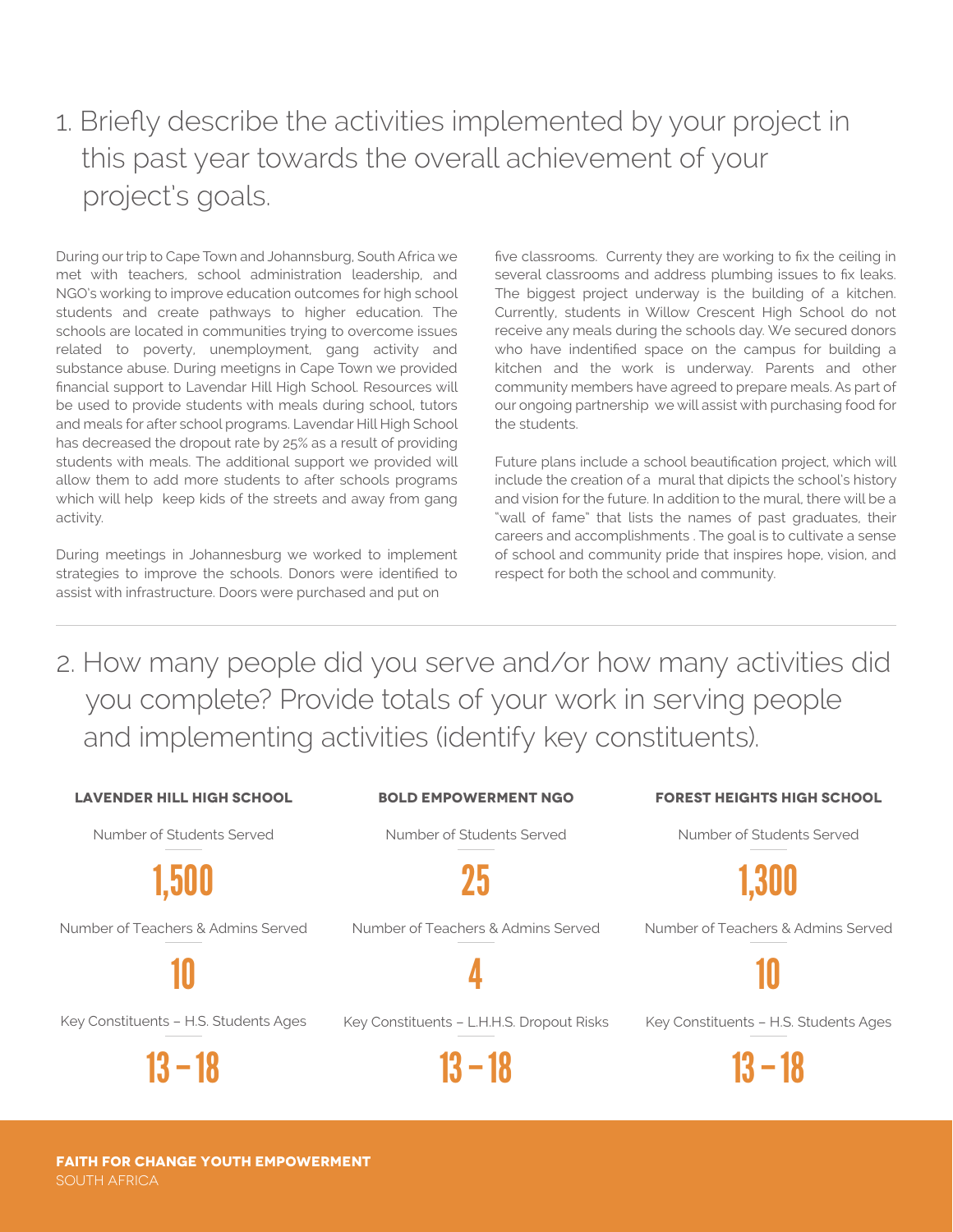## 1. Briefly describe the activities implemented by your project in this past year towards the overall achievement of your project's goals.

During our trip to Cape Town and Johannsburg, South Africa we met with teachers, school administration leadership, and NGO's working to improve education outcomes for high school students and create pathways to higher education. The schools are located in communities trying to overcome issues related to poverty, unemployment, gang activity and substance abuse. During meetigns in Cape Town we provided financial support to Lavendar Hill High School. Resources will be used to provide students with meals during school, tutors and meals for after school programs. Lavendar Hill High School has decreased the dropout rate by 25% as a result of providing students with meals. The additional support we provided will allow them to add more students to after schools programs which will help keep kids of the streets and away from gang activity.

During meetings in Johannesburg we worked to implement strategies to improve the schools. Donors were identified to assist with infrastructure. Doors were purchased and put on five classrooms. Currenty they are working to fix the ceiling in several classrooms and address plumbing issues to fix leaks. The biggest project underway is the building of a kitchen. Currently, students in Willow Crescent High School do not receive any meals during the schools day. We secured donors who have indentified space on the campus for building a kitchen and the work is underway. Parents and other community members have agreed to prepare meals. As part of our ongoing partnership we will assist with purchasing food for the students.

Future plans include a school beautification project, which will include the creation of a mural that dipicts the school's history and vision for the future. In addition to the mural, there will be a "wall of fame" that lists the names of past graduates, their careers and accomplishments . The goal is to cultivate a sense of school and community pride that inspires hope, vision, and respect for both the school and community.

## 2. How many people did you serve and/or how many activities did you complete? Provide totals of your work in serving people and implementing activities (identify key constituents).

| | LAVENDER HILL HIGH SCHOOL | BOLD EMPOWERMENT NGO | FOREST HEIGHTS HIGH SCHOOL |
|---|---|---|---|
| Number of Students Served | 1,500 | 25 | 1,300 |
| Number of Teachers & Admins Served | 10 | 4 | 10 |
| Key Constituents | H.S. Students Ages 13 – 18 | L.H.H.S. Dropout Risks 13 – 18 | H.S. Students Ages 13 – 18 |

**FAITH FOR CHANGE YOUTH EMPOWERMENT**
SOUTH AFRICA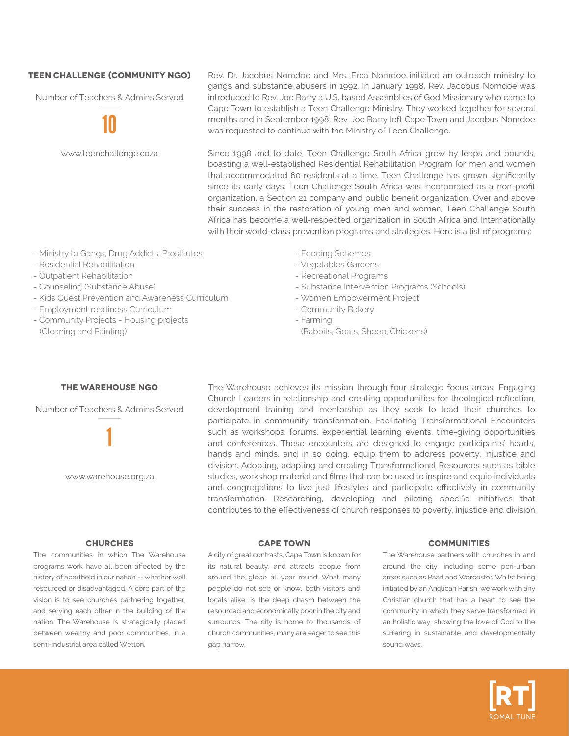## TEEN CHALLENGE (COMMUNITY NGO)

Number of Teachers & Admins Served

**10**

www.teenchallenge.coza

Rev. Dr. Jacobus Nomdoe and Mrs. Erca Nomdoe initiated an outreach ministry to gangs and substance abusers in 1992. In January 1998, Rev. Jacobus Nomdoe was introduced to Rev. Joe Barry a U.S. based Assemblies of God Missionary who came to Cape Town to establish a Teen Challenge Ministry. They worked together for several months and in September 1998, Rev. Joe Barry left Cape Town and Jacobus Nomdoe was requested to continue with the Ministry of Teen Challenge.

Since 1998 and to date, Teen Challenge South Africa grew by leaps and bounds, boasting a well-established Residential Rehabilitation Program for men and women that accommodated 60 residents at a time. Teen Challenge has grown significantly since its early days. Teen Challenge South Africa was incorporated as a non-profit organization, a Section 21 company and public benefit organization. Over and above their success in the restoration of young men and women, Teen Challenge South Africa has become a well-respected organization in South Africa and Internationally with their world-class prevention programs and strategies. Here is a list of programs:

- Ministry to Gangs, Drug Addicts, Prostitutes
- Residential Rehabilitation
- Outpatient Rehabilitation
- Counseling (Substance Abuse)
- Kids Quest Prevention and Awareness Curriculum
- Employment readiness Curriculum
- Community Projects - Housing projects (Cleaning and Painting)
- Feeding Schemes
- Vegetables Gardens
- Recreational Programs
- Substance Intervention Programs (Schools)
- Women Empowerment Project
- Community Bakery
- Farming (Rabbits, Goats, Sheep, Chickens)

## THE WAREHOUSE NGO

Number of Teachers & Admins Served

**1**

www.warehouse.org.za

The Warehouse achieves its mission through four strategic focus areas: Engaging Church Leaders in relationship and creating opportunities for theological reflection, development training and mentorship as they seek to lead their churches to participate in community transformation. Facilitating Transformational Encounters such as workshops, forums, experiential learning events, time-giving opportunities and conferences. These encounters are designed to engage participants' hearts, hands and minds, and in so doing, equip them to address poverty, injustice and division. Adopting, adapting and creating Transformational Resources such as bible studies, workshop material and films that can be used to inspire and equip individuals and congregations to live just lifestyles and participate effectively in community transformation. Researching, developing and piloting specific initiatives that contributes to the effectiveness of church responses to poverty, injustice and division.

### CHURCHES

The communities in which The Warehouse programs work have all been affected by the history of apartheid in our nation -- whether well resourced or disadvantaged. A core part of the vision is to see churches partnering together, and serving each other in the building of the nation. The Warehouse is strategically placed between wealthy and poor communities, in a semi-industrial area called Wetton.

### CAPE TOWN

A city of great contrasts, Cape Town is known for its natural beauty, and attracts people from around the globe all year round. What many people do not see or know, both visitors and locals alike, is the deep chasm between the resourced and economically poor in the city and surrounds. The city is home to thousands of church communities, many are eager to see this gap narrow.

### COMMUNITIES

The Warehouse partners with churches in and around the city, including some peri-urban areas such as Paarl and Worcestor. Whilst being initiated by an Anglican Parish, we work with any Christian church that has a heart to see the community in which they serve transformed in an holistic way, showing the love of God to the suffering in sustainable and developmentally sound ways.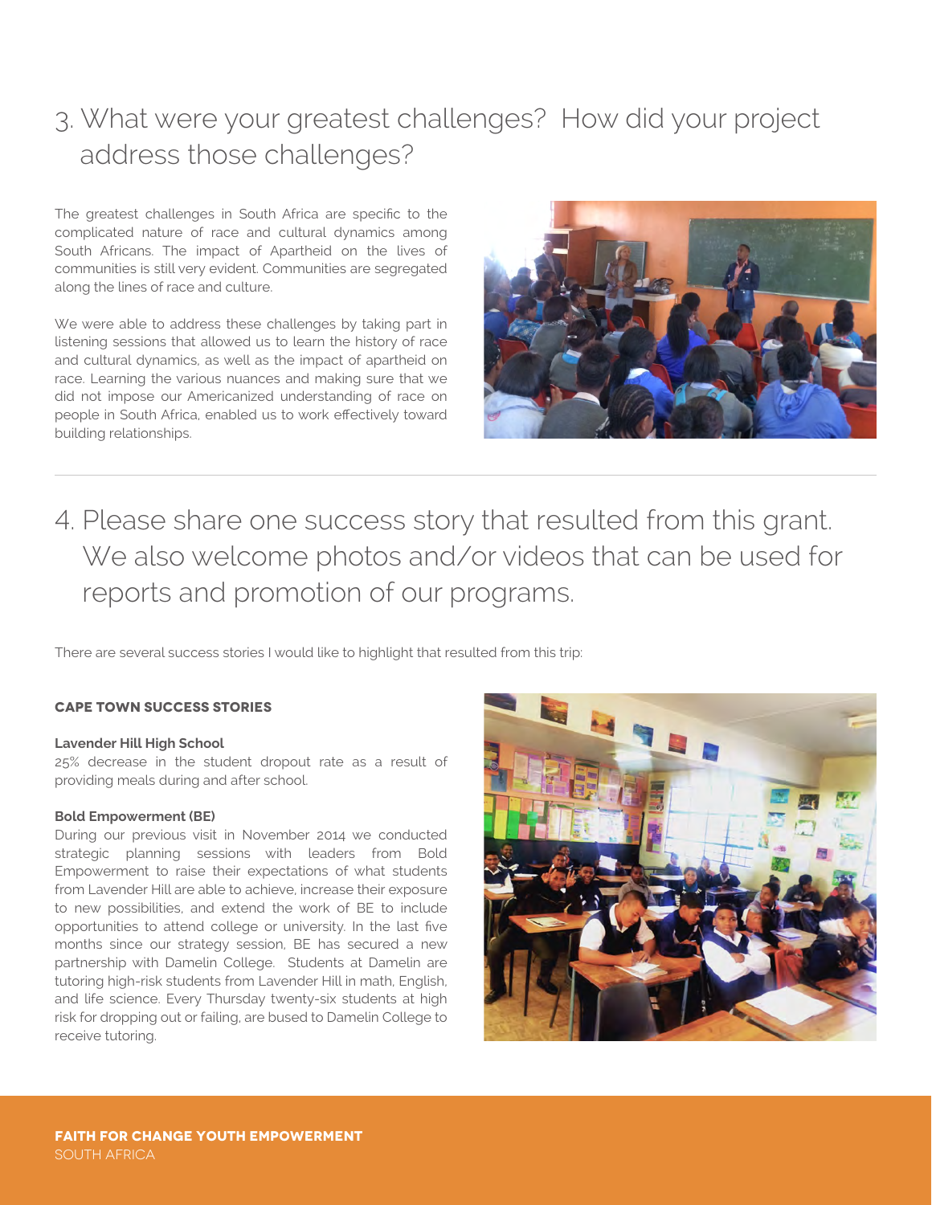## 3. What were your greatest challenges? How did your project address those challenges?

The greatest challenges in South Africa are specific to the complicated nature of race and cultural dynamics among South Africans. The impact of Apartheid on the lives of communities is still very evident. Communities are segregated along the lines of race and culture.

We were able to address these challenges by taking part in listening sessions that allowed us to learn the history of race and cultural dynamics, as well as the impact of apartheid on race. Learning the various nuances and making sure that we did not impose our Americanized understanding of race on people in South Africa, enabled us to work effectively toward building relationships.

---

## 4. Please share one success story that resulted from this grant. We also welcome photos and/or videos that can be used for reports and promotion of our programs.

There are several success stories I would like to highlight that resulted from this trip:

### CAPE TOWN SUCCESS STORIES

**Lavender Hill High School**
25% decrease in the student dropout rate as a result of providing meals during and after school.

**Bold Empowerment (BE)**
During our previous visit in November 2014 we conducted strategic planning sessions with leaders from Bold Empowerment to raise their expectations of what students from Lavender Hill are able to achieve, increase their exposure to new possibilities, and extend the work of BE to include opportunities to attend college or university. In the last five months since our strategy session, BE has secured a new partnership with Damelin College. Students at Damelin are tutoring high-risk students from Lavender Hill in math, English, and life science. Every Thursday twenty-six students at high risk for dropping out or failing, are bused to Damelin College to receive tutoring.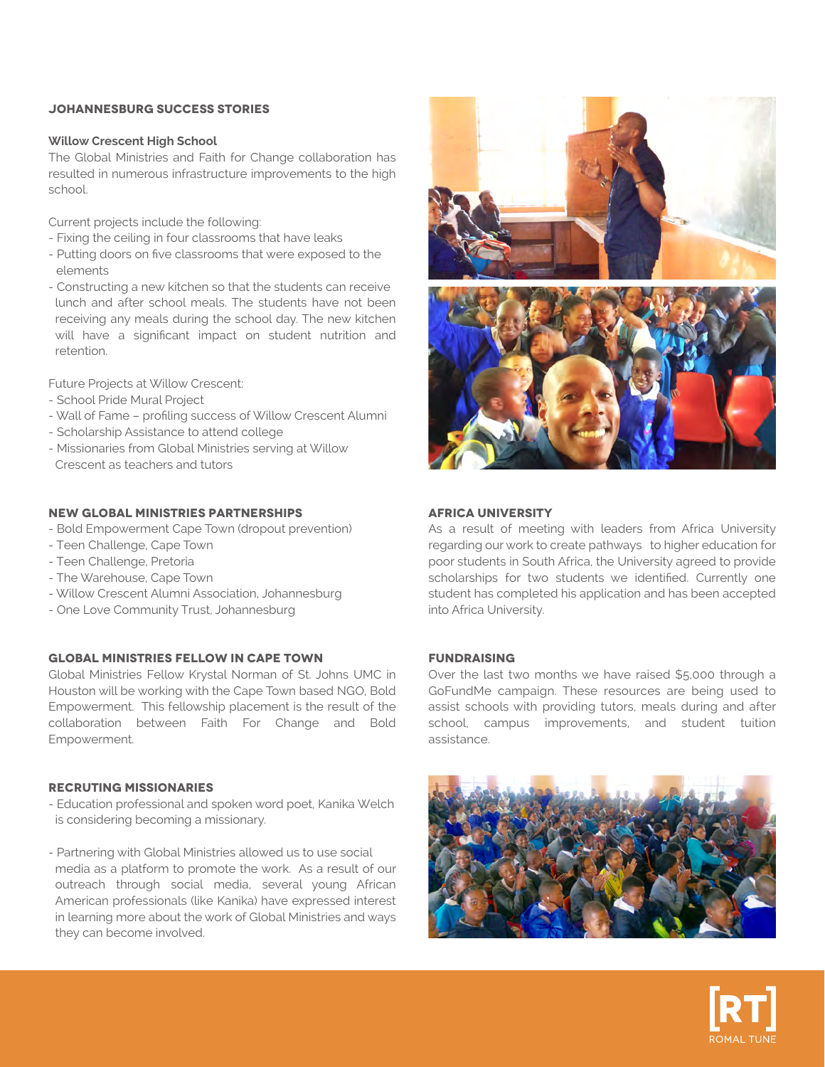## JOHANNESBURG SUCCESS STORIES

**Willow Crescent High School**

The Global Ministries and Faith for Change collaboration has resulted in numerous infrastructure improvements to the high school.

Current projects include the following:

- Fixing the ceiling in four classrooms that have leaks
- Putting doors on five classrooms that were exposed to the elements
- Constructing a new kitchen so that the students can receive lunch and after school meals. The students have not been receiving any meals during the school day. The new kitchen will have a significant impact on student nutrition and retention.

Future Projects at Willow Crescent:

- School Pride Mural Project
- Wall of Fame – profiling success of Willow Crescent Alumni
- Scholarship Assistance to attend college
- Missionaries from Global Ministries serving at Willow Crescent as teachers and tutors

## NEW GLOBAL MINISTRIES PARTNERSHIPS

- Bold Empowerment Cape Town (dropout prevention)
- Teen Challenge, Cape Town
- Teen Challenge, Pretoria
- The Warehouse, Cape Town
- Willow Crescent Alumni Association, Johannesburg
- One Love Community Trust, Johannesburg

## GLOBAL MINISTRIES FELLOW IN CAPE TOWN

Global Ministries Fellow Krystal Norman of St. Johns UMC in Houston will be working with the Cape Town based NGO, Bold Empowerment. This fellowship placement is the result of the collaboration between Faith For Change and Bold Empowerment.

## RECRUTING MISSIONARIES

- Education professional and spoken word poet, Kanika Welch is considering becoming a missionary.

- Partnering with Global Ministries allowed us to use social media as a platform to promote the work. As a result of our outreach through social media, several young African American professionals (like Kanika) have expressed interest in learning more about the work of Global Ministries and ways they can become involved.

## AFRICA UNIVERSITY

As a result of meeting with leaders from Africa University regarding our work to create pathways to higher education for poor students in South Africa, the University agreed to provide scholarships for two students we identified. Currently one student has completed his application and has been accepted into Africa University.

## FUNDRAISING

Over the last two months we have raised $5,000 through a GoFundMe campaign. These resources are being used to assist schools with providing tutors, meals during and after school, campus improvements, and student tuition assistance.